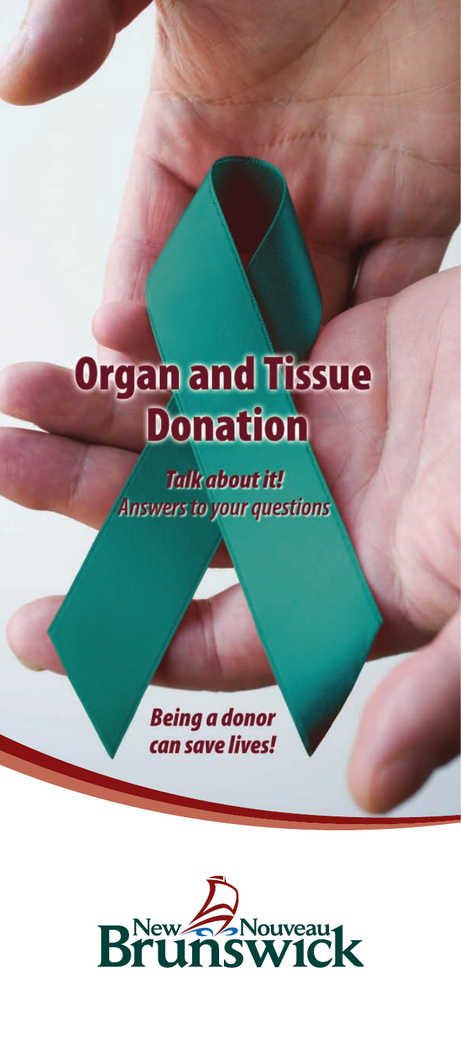# Organ and Tissue Donation

***Talk about it!***
***Answers to your questions***

***Being a donor can save lives!***

New Brunswick Nouveau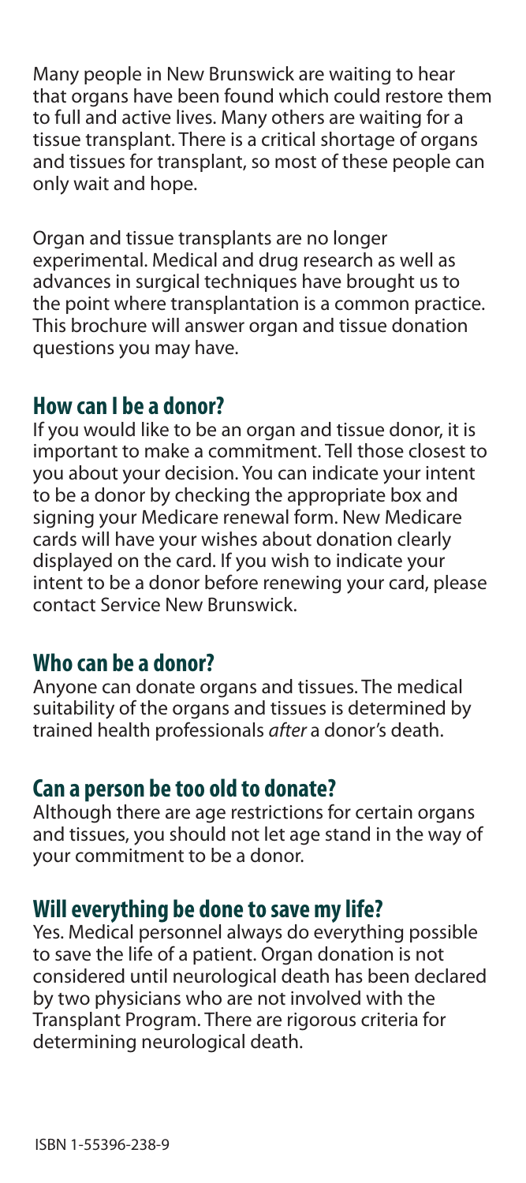Many people in New Brunswick are waiting to hear that organs have been found which could restore them to full and active lives. Many others are waiting for a tissue transplant. There is a critical shortage of organs and tissues for transplant, so most of these people can only wait and hope.

Organ and tissue transplants are no longer experimental. Medical and drug research as well as advances in surgical techniques have brought us to the point where transplantation is a common practice. This brochure will answer organ and tissue donation questions you may have.

## How can I be a donor?

If you would like to be an organ and tissue donor, it is important to make a commitment. Tell those closest to you about your decision. You can indicate your intent to be a donor by checking the appropriate box and signing your Medicare renewal form. New Medicare cards will have your wishes about donation clearly displayed on the card. If you wish to indicate your intent to be a donor before renewing your card, please contact Service New Brunswick.

## Who can be a donor?

Anyone can donate organs and tissues. The medical suitability of the organs and tissues is determined by trained health professionals *after* a donor's death.

## Can a person be too old to donate?

Although there are age restrictions for certain organs and tissues, you should not let age stand in the way of your commitment to be a donor.

## Will everything be done to save my life?

Yes. Medical personnel always do everything possible to save the life of a patient. Organ donation is not considered until neurological death has been declared by two physicians who are not involved with the Transplant Program. There are rigorous criteria for determining neurological death.

ISBN 1-55396-238-9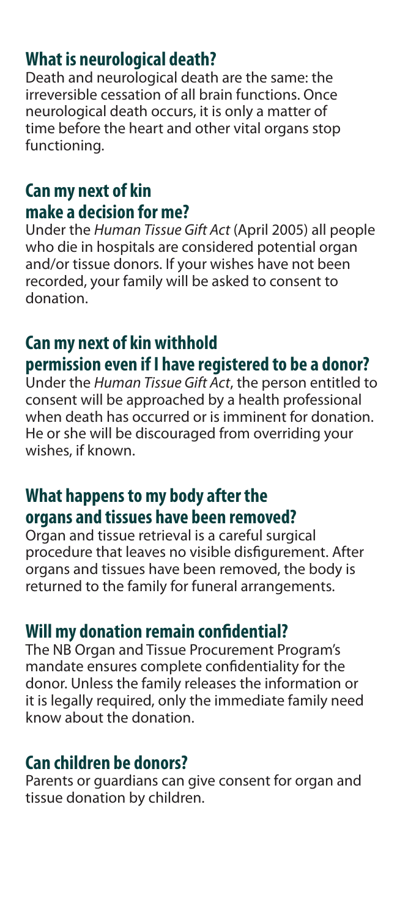## What is neurological death?

Death and neurological death are the same: the irreversible cessation of all brain functions. Once neurological death occurs, it is only a matter of time before the heart and other vital organs stop functioning.

## Can my next of kin make a decision for me?

Under the *Human Tissue Gift Act* (April 2005) all people who die in hospitals are considered potential organ and/or tissue donors. If your wishes have not been recorded, your family will be asked to consent to donation.

## Can my next of kin withhold permission even if I have registered to be a donor?

Under the *Human Tissue Gift Act*, the person entitled to consent will be approached by a health professional when death has occurred or is imminent for donation. He or she will be discouraged from overriding your wishes, if known.

## What happens to my body after the organs and tissues have been removed?

Organ and tissue retrieval is a careful surgical procedure that leaves no visible disfigurement. After organs and tissues have been removed, the body is returned to the family for funeral arrangements.

## Will my donation remain confidential?

The NB Organ and Tissue Procurement Program's mandate ensures complete confidentiality for the donor. Unless the family releases the information or it is legally required, only the immediate family need know about the donation.

## Can children be donors?

Parents or guardians can give consent for organ and tissue donation by children.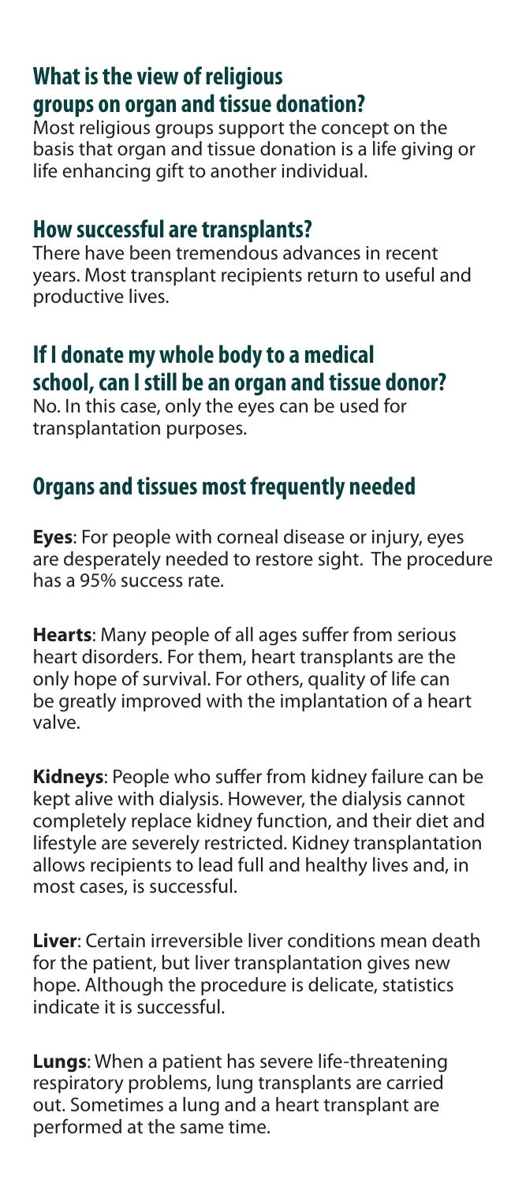## What is the view of religious groups on organ and tissue donation?

Most religious groups support the concept on the basis that organ and tissue donation is a life giving or life enhancing gift to another individual.

## How successful are transplants?

There have been tremendous advances in recent years. Most transplant recipients return to useful and productive lives.

## If I donate my whole body to a medical school, can I still be an organ and tissue donor?

No. In this case, only the eyes can be used for transplantation purposes.

## Organs and tissues most frequently needed

**Eyes**: For people with corneal disease or injury, eyes are desperately needed to restore sight. The procedure has a 95% success rate.

**Hearts**: Many people of all ages suffer from serious heart disorders. For them, heart transplants are the only hope of survival. For others, quality of life can be greatly improved with the implantation of a heart valve.

**Kidneys**: People who suffer from kidney failure can be kept alive with dialysis. However, the dialysis cannot completely replace kidney function, and their diet and lifestyle are severely restricted. Kidney transplantation allows recipients to lead full and healthy lives and, in most cases, is successful.

**Liver**: Certain irreversible liver conditions mean death for the patient, but liver transplantation gives new hope. Although the procedure is delicate, statistics indicate it is successful.

**Lungs**: When a patient has severe life-threatening respiratory problems, lung transplants are carried out. Sometimes a lung and a heart transplant are performed at the same time.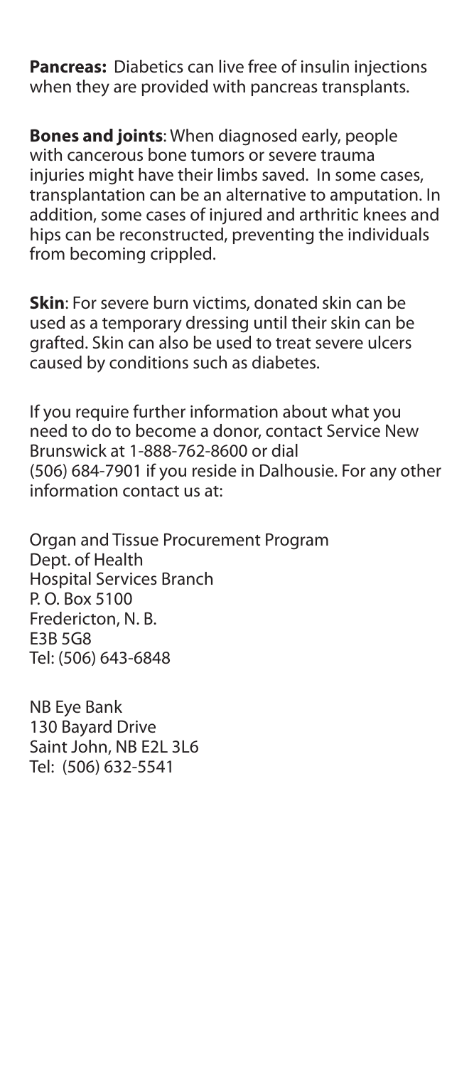**Pancreas:** Diabetics can live free of insulin injections when they are provided with pancreas transplants.

**Bones and joints**: When diagnosed early, people with cancerous bone tumors or severe trauma injuries might have their limbs saved. In some cases, transplantation can be an alternative to amputation. In addition, some cases of injured and arthritic knees and hips can be reconstructed, preventing the individuals from becoming crippled.

**Skin**: For severe burn victims, donated skin can be used as a temporary dressing until their skin can be grafted. Skin can also be used to treat severe ulcers caused by conditions such as diabetes.

If you require further information about what you need to do to become a donor, contact Service New Brunswick at 1-888-762-8600 or dial (506) 684-7901 if you reside in Dalhousie. For any other information contact us at:

Organ and Tissue Procurement Program
Dept. of Health
Hospital Services Branch
P. O. Box 5100
Fredericton, N. B.
E3B 5G8
Tel: (506) 643-6848

NB Eye Bank
130 Bayard Drive
Saint John, NB E2L 3L6
Tel: (506) 632-5541